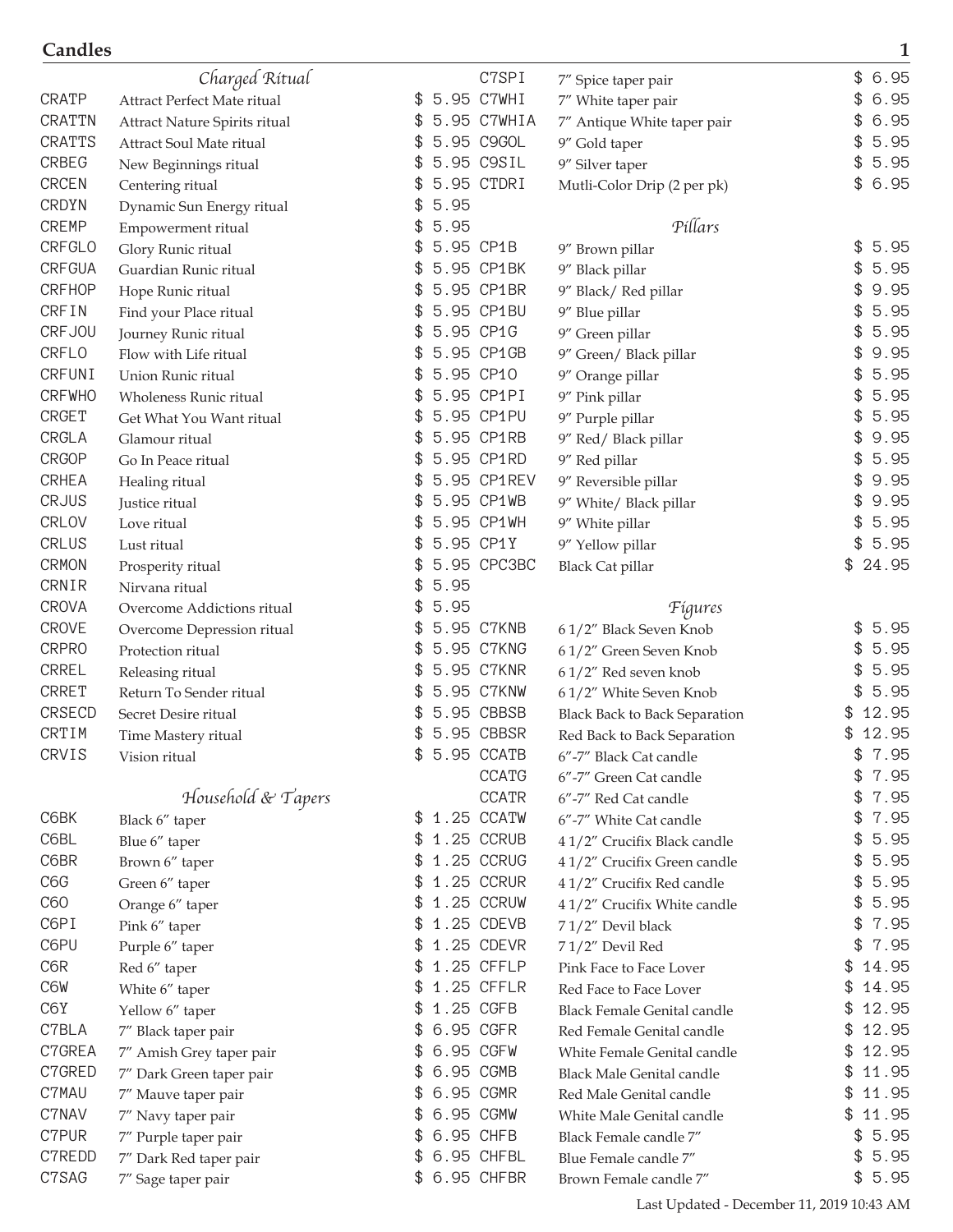# Candles

### *Charged Ritual*

| Code | Description | Price |
|---|---|---|
| CRATP | Attract Perfect Mate ritual | $ 5.95 |
| CRATTN | Attract Nature Spirits ritual | $ 5.95 |
| CRATTS | Attract Soul Mate ritual | $ 5.95 |
| CRBEG | New Beginnings ritual | $ 5.95 |
| CRCEN | Centering ritual | $ 5.95 |
| CRDYN | Dynamic Sun Energy ritual | $ 5.95 |
| CREMP | Empowerment ritual | $ 5.95 |
| CRFGLO | Glory Runic ritual | $ 5.95 |
| CRFGUA | Guardian Runic ritual | $ 5.95 |
| CRFHOP | Hope Runic ritual | $ 5.95 |
| CRFIN | Find your Place ritual | $ 5.95 |
| CRFJOU | Journey Runic ritual | $ 5.95 |
| CRFLO | Flow with Life ritual | $ 5.95 |
| CRFUNI | Union Runic ritual | $ 5.95 |
| CRFWHO | Wholeness Runic ritual | $ 5.95 |
| CRGET | Get What You Want ritual | $ 5.95 |
| CRGLA | Glamour ritual | $ 5.95 |
| CRGOP | Go In Peace ritual | $ 5.95 |
| CRHEA | Healing ritual | $ 5.95 |
| CRJUS | Justice ritual | $ 5.95 |
| CRLOV | Love ritual | $ 5.95 |
| CRLUS | Lust ritual | $ 5.95 |
| CRMON | Prosperity ritual | $ 5.95 |
| CRNIR | Nirvana ritual | $ 5.95 |
| CROVA | Overcome Addictions ritual | $ 5.95 |
| CROVE | Overcome Depression ritual | $ 5.95 |
| CRPRO | Protection ritual | $ 5.95 |
| CRREL | Releasing ritual | $ 5.95 |
| CRRET | Return To Sender ritual | $ 5.95 |
| CRSECD | Secret Desire ritual | $ 5.95 |
| CRTIM | Time Mastery ritual | $ 5.95 |
| CRVIS | Vision ritual | $ 5.95 |

### *Household & Tapers*

| Code | Description | Price |
|---|---|---|
| C6BK | Black 6″ taper | $ 1.25 |
| C6BL | Blue 6″ taper | $ 1.25 |
| C6BR | Brown 6″ taper | $ 1.25 |
| C6G | Green 6″ taper | $ 1.25 |
| C6O | Orange 6″ taper | $ 1.25 |
| C6PI | Pink 6″ taper | $ 1.25 |
| C6PU | Purple 6″ taper | $ 1.25 |
| C6R | Red 6″ taper | $ 1.25 |
| C6W | White 6″ taper | $ 1.25 |
| C6Y | Yellow 6″ taper | $ 1.25 |
| C7BLA | 7″ Black taper pair | $ 6.95 |
| C7GREA | 7″ Amish Grey taper pair | $ 6.95 |
| C7GRED | 7″ Dark Green taper pair | $ 6.95 |
| C7MAU | 7″ Mauve taper pair | $ 6.95 |
| C7NAV | 7″ Navy taper pair | $ 6.95 |
| C7PUR | 7″ Purple taper pair | $ 6.95 |
| C7REDD | 7″ Dark Red taper pair | $ 6.95 |
| C7SAG | 7″ Sage taper pair | $ 6.95 |
| C7SPI | 7″ Spice taper pair | $ 6.95 |
| C7WHI | 7″ White taper pair | $ 6.95 |
| C7WHIA | 7″ Antique White taper pair | $ 6.95 |
| C9GOL | 9″ Gold taper | $ 5.95 |
| C9SIL | 9″ Silver taper | $ 5.95 |
| CTDRI | Mutli-Color Drip (2 per pk) | $ 6.95 |

### *Pillars*

| Code | Description | Price |
|---|---|---|
| CP1B | 9″ Brown pillar | $ 5.95 |
| CP1BK | 9″ Black pillar | $ 5.95 |
| CP1BR | 9″ Black/ Red pillar | $ 9.95 |
| CP1BU | 9″ Blue pillar | $ 5.95 |
| CP1G | 9″ Green pillar | $ 5.95 |
| CP1GB | 9″ Green/ Black pillar | $ 9.95 |
| CP1O | 9″ Orange pillar | $ 5.95 |
| CP1PI | 9″ Pink pillar | $ 5.95 |
| CP1PU | 9″ Purple pillar | $ 5.95 |
| CP1RB | 9″ Red/ Black pillar | $ 9.95 |
| CP1RD | 9″ Red pillar | $ 5.95 |
| CP1REV | 9″ Reversible pillar | $ 9.95 |
| CP1WB | 9″ White/ Black pillar | $ 9.95 |
| CP1WH | 9″ White pillar | $ 5.95 |
| CP1Y | 9″ Yellow pillar | $ 5.95 |
| CPC3BC | Black Cat pillar | $ 24.95 |

### *Figures*

| Code | Description | Price |
|---|---|---|
| C7KNB | 6 1/2″ Black Seven Knob | $ 5.95 |
| C7KNG | 6 1/2″ Green Seven Knob | $ 5.95 |
| C7KNR | 6 1/2″ Red seven knob | $ 5.95 |
| C7KNW | 6 1/2″ White Seven Knob | $ 5.95 |
| CBBSB | Black Back to Back Separation | $ 12.95 |
| CBBSR | Red Back to Back Separation | $ 12.95 |
| CCATB | 6″-7″ Black Cat candle | $ 7.95 |
| CCATG | 6″-7″ Green Cat candle | $ 7.95 |
| CCATR | 6″-7″ Red Cat candle | $ 7.95 |
| CCATW | 6″-7″ White Cat candle | $ 7.95 |
| CCRUB | 4 1/2″ Crucifix Black candle | $ 5.95 |
| CCRUG | 4 1/2″ Crucifix Green candle | $ 5.95 |
| CCRUR | 4 1/2″ Crucifix Red candle | $ 5.95 |
| CCRUW | 4 1/2″ Crucifix White candle | $ 5.95 |
| CDEVB | 7 1/2″ Devil black | $ 7.95 |
| CDEVR | 7 1/2″ Devil Red | $ 7.95 |
| CFFLP | Pink Face to Face Lover | $ 14.95 |
| CFFLR | Red Face to Face Lover | $ 14.95 |
| CGFB | Black Female Genital candle | $ 12.95 |
| CGFR | Red Female Genital candle | $ 12.95 |
| CGFW | White Female Genital candle | $ 12.95 |
| CGMB | Black Male Genital candle | $ 11.95 |
| CGMR | Red Male Genital candle | $ 11.95 |
| CGMW | White Male Genital candle | $ 11.95 |
| CHFB | Black Female candle 7″ | $ 5.95 |
| CHFBL | Blue Female candle 7″ | $ 5.95 |
| CHFBR | Brown Female candle 7″ | $ 5.95 |

Last Updated - December 11, 2019 10:43 AM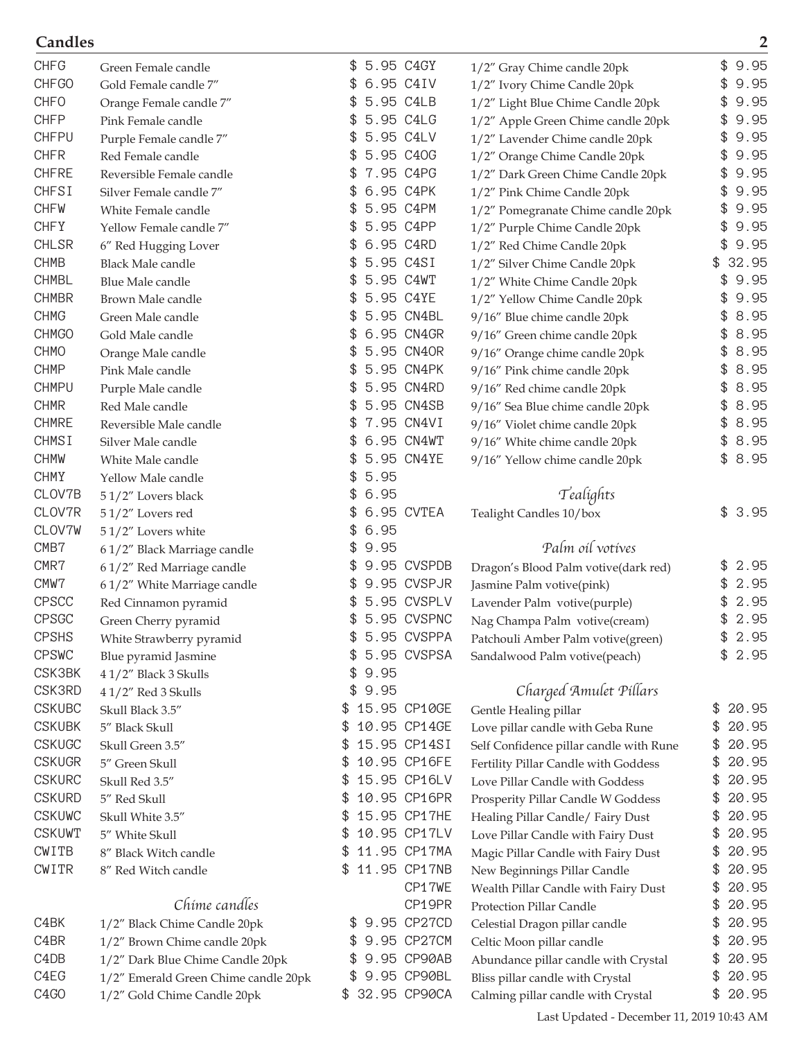## Candles

| Code | Description | Price |
|---|---|---|
| CHFG | Green Female candle | $ 5.95 |
| CHFGO | Gold Female candle 7″ | $ 6.95 |
| CHFO | Orange Female candle 7″ | $ 5.95 |
| CHFP | Pink Female candle | $ 5.95 |
| CHFPU | Purple Female candle 7″ | $ 5.95 |
| CHFR | Red Female candle | $ 5.95 |
| CHFRE | Reversible Female candle | $ 7.95 |
| CHFSI | Silver Female candle 7″ | $ 6.95 |
| CHFW | White Female candle | $ 5.95 |
| CHFY | Yellow Female candle 7″ | $ 5.95 |
| CHLSR | 6″ Red Hugging Lover | $ 6.95 |
| CHMB | Black Male candle | $ 5.95 |
| CHMBL | Blue Male candle | $ 5.95 |
| CHMBR | Brown Male candle | $ 5.95 |
| CHMG | Green Male candle | $ 5.95 |
| CHMGO | Gold Male candle | $ 6.95 |
| CHMO | Orange Male candle | $ 5.95 |
| CHMP | Pink Male candle | $ 5.95 |
| CHMPU | Purple Male candle | $ 5.95 |
| CHMR | Red Male candle | $ 5.95 |
| CHMRE | Reversible Male candle | $ 7.95 |
| CHMSI | Silver Male candle | $ 6.95 |
| CHMW | White Male candle | $ 5.95 |
| CHMY | Yellow Male candle | $ 5.95 |
| CLOV7B | 5 1/2″ Lovers black | $ 6.95 |
| CLOV7R | 5 1/2″ Lovers red | $ 6.95 |
| CLOV7W | 5 1/2″ Lovers white | $ 6.95 |
| CMB7 | 6 1/2″ Black Marriage candle | $ 9.95 |
| CMR7 | 6 1/2″ Red Marriage candle | $ 9.95 |
| CMW7 | 6 1/2″ White Marriage candle | $ 9.95 |
| CPSCC | Red Cinnamon pyramid | $ 5.95 |
| CPSGC | Green Cherry pyramid | $ 5.95 |
| CPSHS | White Strawberry pyramid | $ 5.95 |
| CPSWC | Blue pyramid Jasmine | $ 5.95 |
| CSK3BK | 4 1/2″ Black 3 Skulls | $ 9.95 |
| CSK3RD | 4 1/2″ Red 3 Skulls | $ 9.95 |
| CSKUBC | Skull Black 3.5″ | $ 15.95 |
| CSKUBK | 5″ Black Skull | $ 10.95 |
| CSKUGC | Skull Green 3.5″ | $ 15.95 |
| CSKUGR | 5″ Green Skull | $ 10.95 |
| CSKURC | Skull Red 3.5″ | $ 15.95 |
| CSKURD | 5″ Red Skull | $ 10.95 |
| CSKUWC | Skull White 3.5″ | $ 15.95 |
| CSKUWT | 5″ White Skull | $ 10.95 |
| CWITB | 8″ Black Witch candle | $ 11.95 |
| CWITR | 8″ Red Witch candle | $ 11.95 |

### *Chime candles*

| Code | Description | Price |
|---|---|---|
| C4BK | 1/2″ Black Chime Candle 20pk | $ 9.95 |
| C4BR | 1/2″ Brown Chime candle 20pk | $ 9.95 |
| C4DB | 1/2″ Dark Blue Chime Candle 20pk | $ 9.95 |
| C4EG | 1/2″ Emerald Green Chime candle 20pk | $ 9.95 |
| C4GO | 1/2″ Gold Chime Candle 20pk | $ 32.95 |
| C4GY | 1/2″ Gray Chime candle 20pk | $ 9.95 |
| C4IV | 1/2″ Ivory Chime Candle 20pk | $ 9.95 |
| C4LB | 1/2″ Light Blue Chime Candle 20pk | $ 9.95 |
| C4LG | 1/2″ Apple Green Chime candle 20pk | $ 9.95 |
| C4LV | 1/2″ Lavender Chime candle 20pk | $ 9.95 |
| C4OG | 1/2″ Orange Chime Candle 20pk | $ 9.95 |
| C4PG | 1/2″ Dark Green Chime Candle 20pk | $ 9.95 |
| C4PK | 1/2″ Pink Chime Candle 20pk | $ 9.95 |
| C4PM | 1/2″ Pomegranate Chime candle 20pk | $ 9.95 |
| C4PP | 1/2″ Purple Chime Candle 20pk | $ 9.95 |
| C4RD | 1/2″ Red Chime Candle 20pk | $ 9.95 |
| C4SI | 1/2″ Silver Chime Candle 20pk | $ 32.95 |
| C4WT | 1/2″ White Chime Candle 20pk | $ 9.95 |
| C4YE | 1/2″ Yellow Chime Candle 20pk | $ 9.95 |
| CN4BL | 9/16″ Blue chime candle 20pk | $ 8.95 |
| CN4GR | 9/16″ Green chime candle 20pk | $ 8.95 |
| CN4OR | 9/16″ Orange chime candle 20pk | $ 8.95 |
| CN4PK | 9/16″ Pink chime candle 20pk | $ 8.95 |
| CN4RD | 9/16″ Red chime candle 20pk | $ 8.95 |
| CN4SB | 9/16″ Sea Blue chime candle 20pk | $ 8.95 |
| CN4VI | 9/16″ Violet chime candle 20pk | $ 8.95 |
| CN4WT | 9/16″ White chime candle 20pk | $ 8.95 |
| CN4YE | 9/16″ Yellow chime candle 20pk | $ 8.95 |

### *Tealights*

| Code | Description | Price |
|---|---|---|
| CVTEA | Tealight Candles 10/box | $ 3.95 |

### *Palm oil votives*

| Code | Description | Price |
|---|---|---|
| CVSPDB | Dragon's Blood Palm votive(dark red) | $ 2.95 |
| CVSPJR | Jasmine Palm votive(pink) | $ 2.95 |
| CVSPLV | Lavender Palm votive(purple) | $ 2.95 |
| CVSPNC | Nag Champa Palm votive(cream) | $ 2.95 |
| CVSPPA | Patchouli Amber Palm votive(green) | $ 2.95 |
| CVSPSA | Sandalwood Palm votive(peach) | $ 2.95 |

### *Charged Amulet Pillars*

| Code | Description | Price |
|---|---|---|
| CP10GE | Gentle Healing pillar | $ 20.95 |
| CP14GE | Love pillar candle with Geba Rune | $ 20.95 |
| CP14SI | Self Confidence pillar candle with Rune | $ 20.95 |
| CP16FE | Fertility Pillar Candle with Goddess | $ 20.95 |
| CP16LV | Love Pillar Candle with Goddess | $ 20.95 |
| CP16PR | Prosperity Pillar Candle W Goddess | $ 20.95 |
| CP17HE | Healing Pillar Candle/ Fairy Dust | $ 20.95 |
| CP17LV | Love Pillar Candle with Fairy Dust | $ 20.95 |
| CP17MA | Magic Pillar Candle with Fairy Dust | $ 20.95 |
| CP17NB | New Beginnings Pillar Candle | $ 20.95 |
| CP17WE | Wealth Pillar Candle with Fairy Dust | $ 20.95 |
| CP19PR | Protection Pillar Candle | $ 20.95 |
| CP27CD | Celestial Dragon pillar candle | $ 20.95 |
| CP27CM | Celtic Moon pillar candle | $ 20.95 |
| CP90AB | Abundance pillar candle with Crystal | $ 20.95 |
| CP90BL | Bliss pillar candle with Crystal | $ 20.95 |
| CP90CA | Calming pillar candle with Crystal | $ 20.95 |

Last Updated - December 11, 2019 10:43 AM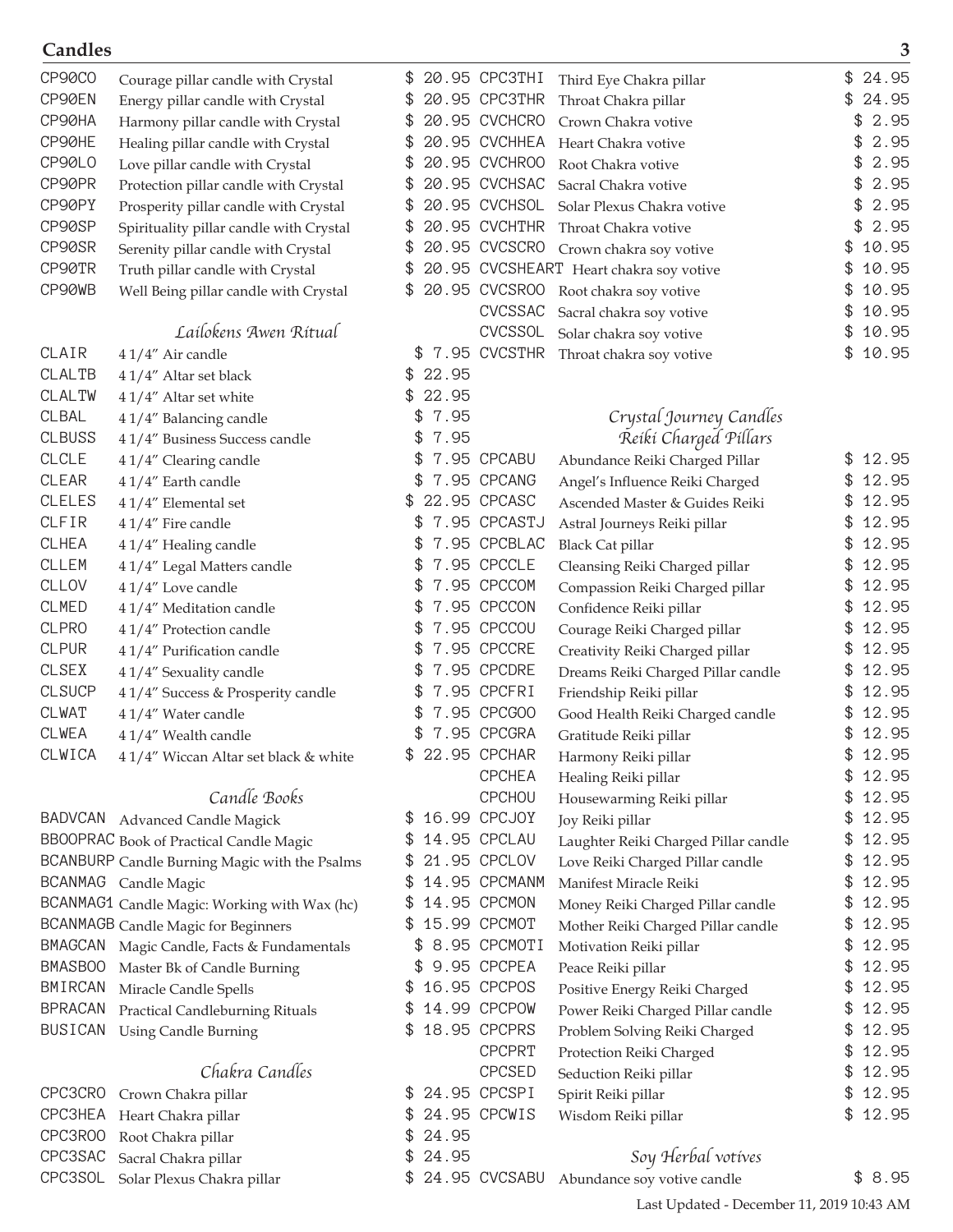## Candles

| Code | Description | Price |
|---|---|---|
| CP90CO | Courage pillar candle with Crystal | $ 20.95 |
| CP90EN | Energy pillar candle with Crystal | $ 20.95 |
| CP90HA | Harmony pillar candle with Crystal | $ 20.95 |
| CP90HE | Healing pillar candle with Crystal | $ 20.95 |
| CP90LO | Love pillar candle with Crystal | $ 20.95 |
| CP90PR | Protection pillar candle with Crystal | $ 20.95 |
| CP90PY | Prosperity pillar candle with Crystal | $ 20.95 |
| CP90SP | Spirituality pillar candle with Crystal | $ 20.95 |
| CP90SR | Serenity pillar candle with Crystal | $ 20.95 |
| CP90TR | Truth pillar candle with Crystal | $ 20.95 |
| CP90WB | Well Being pillar candle with Crystal | $ 20.95 |

### *Lailokens Awen Ritual*

| Code | Description | Price |
|---|---|---|
| CLAIR | 4 1/4" Air candle | $ 7.95 |
| CLALTB | 4 1/4" Altar set black | $ 22.95 |
| CLALTW | 4 1/4" Altar set white | $ 22.95 |
| CLBAL | 4 1/4" Balancing candle | $ 7.95 |
| CLBUSS | 4 1/4" Business Success candle | $ 7.95 |
| CLCLE | 4 1/4" Clearing candle | $ 7.95 |
| CLEAR | 4 1/4" Earth candle | $ 7.95 |
| CLELES | 4 1/4" Elemental set | $ 22.95 |
| CLFIR | 4 1/4" Fire candle | $ 7.95 |
| CLHEA | 4 1/4" Healing candle | $ 7.95 |
| CLLEM | 4 1/4" Legal Matters candle | $ 7.95 |
| CLLOV | 4 1/4" Love candle | $ 7.95 |
| CLMED | 4 1/4" Meditation candle | $ 7.95 |
| CLPRO | 4 1/4" Protection candle | $ 7.95 |
| CLPUR | 4 1/4" Purification candle | $ 7.95 |
| CLSEX | 4 1/4" Sexuality candle | $ 7.95 |
| CLSUCP | 4 1/4" Success & Prosperity candle | $ 7.95 |
| CLWAT | 4 1/4" Water candle | $ 7.95 |
| CLWEA | 4 1/4" Wealth candle | $ 7.95 |
| CLWICA | 4 1/4" Wiccan Altar set black & white | $ 22.95 |

### *Candle Books*

| Code | Description | Price |
|---|---|---|
| BADVCAN | Advanced Candle Magick | $ 16.99 |
| BBOOPRAC | Book of Practical Candle Magic | $ 14.95 |
| BCANBURP | Candle Burning Magic with the Psalms | $ 21.95 |
| BCANMAG | Candle Magic | $ 14.95 |
| BCANMAG1 | Candle Magic: Working with Wax (hc) | $ 14.95 |
| BCANMAGB | Candle Magic for Beginners | $ 15.99 |
| BMAGCAN | Magic Candle, Facts & Fundamentals | $ 8.95 |
| BMASBOO | Master Bk of Candle Burning | $ 9.95 |
| BMIRCAN | Miracle Candle Spells | $ 16.95 |
| BPRACAN | Practical Candleburning Rituals | $ 14.99 |
| BUSICAN | Using Candle Burning | $ 18.95 |

### *Chakra Candles*

| Code | Description | Price |
|---|---|---|
| CPC3CRO | Crown Chakra pillar | $ 24.95 |
| CPC3HEA | Heart Chakra pillar | $ 24.95 |
| CPC3ROO | Root Chakra pillar | $ 24.95 |
| CPC3SAC | Sacral Chakra pillar | $ 24.95 |
| CPC3SOL | Solar Plexus Chakra pillar | $ 24.95 |
| CPC3THI | Third Eye Chakra pillar | $ 24.95 |
| CPC3THR | Throat Chakra pillar | $ 24.95 |
| CVCHCRO | Crown Chakra votive | $ 2.95 |
| CVCHHEA | Heart Chakra votive | $ 2.95 |
| CVCHROO | Root Chakra votive | $ 2.95 |
| CVCHSAC | Sacral Chakra votive | $ 2.95 |
| CVCHSOL | Solar Plexus Chakra votive | $ 2.95 |
| CVCHTHR | Throat Chakra votive | $ 2.95 |
| CVCSCRO | Crown chakra soy votive | $ 10.95 |
| CVCSHEART | Heart chakra soy votive | $ 10.95 |
| CVCSROO | Root chakra soy votive | $ 10.95 |
| CVCSSAC | Sacral chakra soy votive | $ 10.95 |
| CVCSSOL | Solar chakra soy votive | $ 10.95 |
| CVCSTHR | Throat chakra soy votive | $ 10.95 |

### *Crystal Journey Candles Reiki Charged Pillars*

| Code | Description | Price |
|---|---|---|
| CPCABU | Abundance Reiki Charged Pillar | $ 12.95 |
| CPCANG | Angel's Influence Reiki Charged | $ 12.95 |
| CPCASC | Ascended Master & Guides Reiki | $ 12.95 |
| CPCASTJ | Astral Journeys Reiki pillar | $ 12.95 |
| CPCBLAC | Black Cat pillar | $ 12.95 |
| CPCCLE | Cleansing Reiki Charged pillar | $ 12.95 |
| CPCCOM | Compassion Reiki Charged pillar | $ 12.95 |
| CPCCON | Confidence Reiki pillar | $ 12.95 |
| CPCCOU | Courage Reiki Charged pillar | $ 12.95 |
| CPCCRE | Creativity Reiki Charged pillar | $ 12.95 |
| CPCDRE | Dreams Reiki Charged Pillar candle | $ 12.95 |
| CPCFRI | Friendship Reiki pillar | $ 12.95 |
| CPCGOO | Good Health Reiki Charged candle | $ 12.95 |
| CPCGRA | Gratitude Reiki pillar | $ 12.95 |
| CPCHAR | Harmony Reiki pillar | $ 12.95 |
| CPCHEA | Healing Reiki pillar | $ 12.95 |
| CPCHOU | Housewarming Reiki pillar | $ 12.95 |
| CPCJOY | Joy Reiki pillar | $ 12.95 |
| CPCLAU | Laughter Reiki Charged Pillar candle | $ 12.95 |
| CPCLOV | Love Reiki Charged Pillar candle | $ 12.95 |
| CPCMANM | Manifest Miracle Reiki | $ 12.95 |
| CPCMON | Money Reiki Charged Pillar candle | $ 12.95 |
| CPCMOT | Mother Reiki Charged Pillar candle | $ 12.95 |
| CPCMOTI | Motivation Reiki pillar | $ 12.95 |
| CPCPEA | Peace Reiki pillar | $ 12.95 |
| CPCPOS | Positive Energy Reiki Charged | $ 12.95 |
| CPCPOW | Power Reiki Charged Pillar candle | $ 12.95 |
| CPCPRS | Problem Solving Reiki Charged | $ 12.95 |
| CPCPRT | Protection Reiki Charged | $ 12.95 |
| CPCSED | Seduction Reiki pillar | $ 12.95 |
| CPCSPI | Spirit Reiki pillar | $ 12.95 |
| CPCWIS | Wisdom Reiki pillar | $ 12.95 |

### *Soy Herbal votives*

| Code | Description | Price |
|---|---|---|
| CVCSABU | Abundance soy votive candle | $ 8.95 |

Last Updated - December 11, 2019 10:43 AM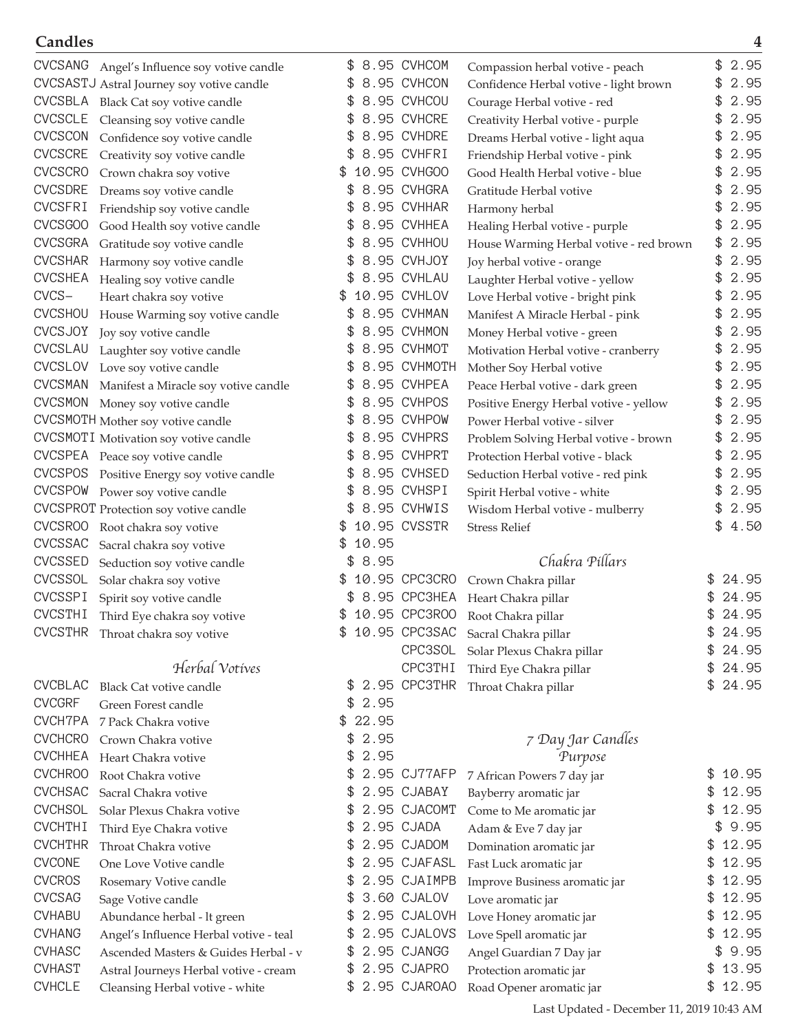# Candles

| Code | Description | Price |
|---|---|---|
| CVCSANG | Angel's Influence soy votive candle | $ 8.95 |
| CVCSASTJ | Astral Journey soy votive candle | $ 8.95 |
| CVCSBLA | Black Cat soy votive candle | $ 8.95 |
| CVCSCLE | Cleansing soy votive candle | $ 8.95 |
| CVCSCON | Confidence soy votive candle | $ 8.95 |
| CVCSCRE | Creativity soy votive candle | $ 8.95 |
| CVCSCRO | Crown chakra soy votive | $ 10.95 |
| CVCSDRE | Dreams soy votive candle | $ 8.95 |
| CVCSFRI | Friendship soy votive candle | $ 8.95 |
| CVCSGOO | Good Health soy votive candle | $ 8.95 |
| CVCSGRA | Gratitude soy votive candle | $ 8.95 |
| CVCSHAR | Harmony soy votive candle | $ 8.95 |
| CVCSHEA | Healing soy votive candle | $ 8.95 |
| CVCS- | Heart chakra soy votive | $ 10.95 |
| CVCSHOU | House Warming soy votive candle | $ 8.95 |
| CVCSJOY | Joy soy votive candle | $ 8.95 |
| CVCSLAU | Laughter soy votive candle | $ 8.95 |
| CVCSLOV | Love soy votive candle | $ 8.95 |
| CVCSMAN | Manifest a Miracle soy votive candle | $ 8.95 |
| CVCSMON | Money soy votive candle | $ 8.95 |
| CVCSMOTH | Mother soy votive candle | $ 8.95 |
| CVCSMOTI | Motivation soy votive candle | $ 8.95 |
| CVCSPEA | Peace soy votive candle | $ 8.95 |
| CVCSPOS | Positive Energy soy votive candle | $ 8.95 |
| CVCSPOW | Power soy votive candle | $ 8.95 |
| CVCSPROT | Protection soy votive candle | $ 8.95 |
| CVCSROO | Root chakra soy votive | $ 10.95 |
| CVCSSAC | Sacral chakra soy votive | $ 10.95 |
| CVCSSED | Seduction soy votive candle | $ 8.95 |
| CVCSSOL | Solar chakra soy votive | $ 10.95 |
| CVCSSPI | Spirit soy votive candle | $ 8.95 |
| CVCSTHI | Third Eye chakra soy votive | $ 10.95 |
| CVCSTHR | Throat chakra soy votive | $ 10.95 |

## *Herbal Votives*

| Code | Description | Price |
|---|---|---|
| CVCBLAC | Black Cat votive candle | $ 2.95 |
| CVCGRF | Green Forest candle | $ 2.95 |
| CVCH7PA | 7 Pack Chakra votive | $ 22.95 |
| CVCHCRO | Crown Chakra votive | $ 2.95 |
| CVCHHEA | Heart Chakra votive | $ 2.95 |
| CVCHROO | Root Chakra votive | $ 2.95 |
| CVCHSAC | Sacral Chakra votive | $ 2.95 |
| CVCHSOL | Solar Plexus Chakra votive | $ 2.95 |
| CVCHTHI | Third Eye Chakra votive | $ 2.95 |
| CVCHTHR | Throat Chakra votive | $ 2.95 |
| CVCONE | One Love Votive candle | $ 2.95 |
| CVCROS | Rosemary Votive candle | $ 2.95 |
| CVCSAG | Sage Votive candle | $ 3.60 |
| CVHABU | Abundance herbal - lt green | $ 2.95 |
| CVHANG | Angel's Influence Herbal votive - teal | $ 2.95 |
| CVHASC | Ascended Masters & Guides Herbal - v | $ 2.95 |
| CVHAST | Astral Journeys Herbal votive - cream | $ 2.95 |
| CVHCLE | Cleansing Herbal votive - white | $ 2.95 |
| CVHCOM | Compassion herbal votive - peach | $ 2.95 |
| CVHCON | Confidence Herbal votive - light brown | $ 2.95 |
| CVHCOU | Courage Herbal votive - red | $ 2.95 |
| CVHCRE | Creativity Herbal votive - purple | $ 2.95 |
| CVHDRE | Dreams Herbal votive - light aqua | $ 2.95 |
| CVHFRI | Friendship Herbal votive - pink | $ 2.95 |
| CVHGOO | Good Health Herbal votive - blue | $ 2.95 |
| CVHGRA | Gratitude Herbal votive | $ 2.95 |
| CVHHAR | Harmony herbal | $ 2.95 |
| CVHHEA | Healing Herbal votive - purple | $ 2.95 |
| CVHHOU | House Warming Herbal votive - red brown | $ 2.95 |
| CVHJOY | Joy herbal votive - orange | $ 2.95 |
| CVHLAU | Laughter Herbal votive - yellow | $ 2.95 |
| CVHLOV | Love Herbal votive - bright pink | $ 2.95 |
| CVHMAN | Manifest A Miracle Herbal - pink | $ 2.95 |
| CVHMON | Money Herbal votive - green | $ 2.95 |
| CVHMOT | Motivation Herbal votive - cranberry | $ 2.95 |
| CVHMOTH | Mother Soy Herbal votive | $ 2.95 |
| CVHPEA | Peace Herbal votive - dark green | $ 2.95 |
| CVHPOS | Positive Energy Herbal votive - yellow | $ 2.95 |
| CVHPOW | Power Herbal votive - silver | $ 2.95 |
| CVHPRS | Problem Solving Herbal votive - brown | $ 2.95 |
| CVHPRT | Protection Herbal votive - black | $ 2.95 |
| CVHSED | Seduction Herbal votive - red pink | $ 2.95 |
| CVHSPI | Spirit Herbal votive - white | $ 2.95 |
| CVHWIS | Wisdom Herbal votive - mulberry | $ 2.95 |
| CVSSTR | Stress Relief | $ 4.50 |

## *Chakra Pillars*

| Code | Description | Price |
|---|---|---|
| CPC3CRO | Crown Chakra pillar | $ 24.95 |
| CPC3HEA | Heart Chakra pillar | $ 24.95 |
| CPC3ROO | Root Chakra pillar | $ 24.95 |
| CPC3SAC | Sacral Chakra pillar | $ 24.95 |
| CPC3SOL | Solar Plexus Chakra pillar | $ 24.95 |
| CPC3THI | Third Eye Chakra pillar | $ 24.95 |
| CPC3THR | Throat Chakra pillar | $ 24.95 |

## *7 Day Jar Candles*

### *Purpose*

| Code | Description | Price |
|---|---|---|
| CJ77AFP | 7 African Powers 7 day jar | $ 10.95 |
| CJABAY | Bayberry aromatic jar | $ 12.95 |
| CJACOMT | Come to Me aromatic jar | $ 12.95 |
| CJADA | Adam & Eve 7 day jar | $ 9.95 |
| CJADOM | Domination aromatic jar | $ 12.95 |
| CJAFASL | Fast Luck aromatic jar | $ 12.95 |
| CJAIMPB | Improve Business aromatic jar | $ 12.95 |
| CJALOV | Love aromatic jar | $ 12.95 |
| CJALOVH | Love Honey aromatic jar | $ 12.95 |
| CJALOVS | Love Spell aromatic jar | $ 12.95 |
| CJANGG | Angel Guardian 7 Day jar | $ 9.95 |
| CJAPRO | Protection aromatic jar | $ 13.95 |
| CJAROAO | Road Opener aromatic jar | $ 12.95 |

Last Updated - December 11, 2019 10:43 AM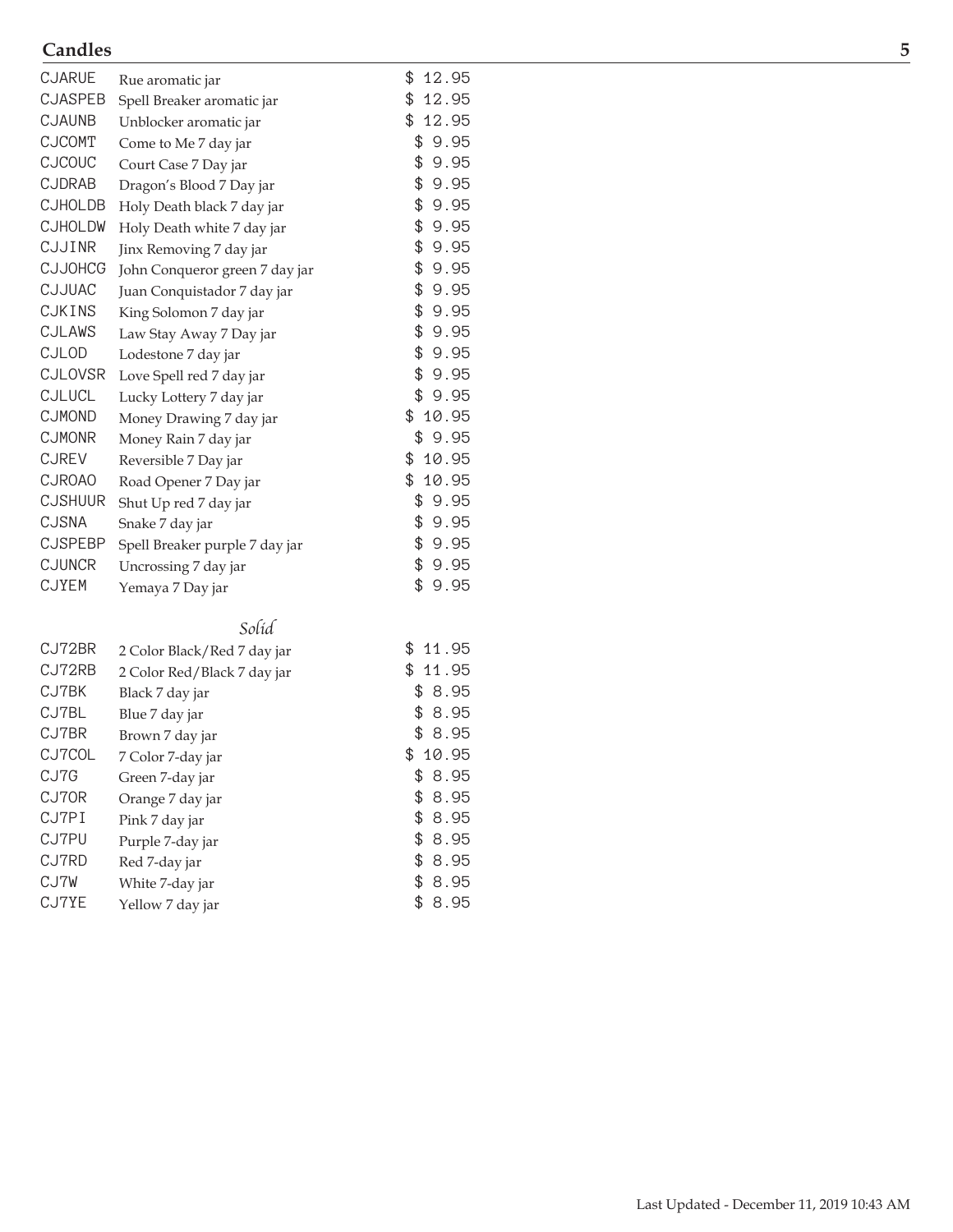| | | |
|---|---|---|
| CJARUE | Rue aromatic jar | $ 12.95 |
| CJASPEB | Spell Breaker aromatic jar | $ 12.95 |
| CJAUNB | Unblocker aromatic jar | $ 12.95 |
| CJCOMT | Come to Me 7 day jar | $ 9.95 |
| CJCOUC | Court Case 7 Day jar | $ 9.95 |
| CJDRAB | Dragon's Blood 7 Day jar | $ 9.95 |
| CJHOLDB | Holy Death black 7 day jar | $ 9.95 |
| CJHOLDW | Holy Death white 7 day jar | $ 9.95 |
| CJJINR | Jinx Removing 7 day jar | $ 9.95 |
| CJJOHCG | John Conqueror green 7 day jar | $ 9.95 |
| CJJUAC | Juan Conquistador 7 day jar | $ 9.95 |
| CJKINS | King Solomon 7 day jar | $ 9.95 |
| CJLAWS | Law Stay Away 7 Day jar | $ 9.95 |
| CJLOD | Lodestone 7 day jar | $ 9.95 |
| CJLOVSR | Love Spell red 7 day jar | $ 9.95 |
| CJLUCL | Lucky Lottery 7 day jar | $ 9.95 |
| CJMOND | Money Drawing 7 day jar | $ 10.95 |
| CJMONR | Money Rain 7 day jar | $ 9.95 |
| CJREV | Reversible 7 Day jar | $ 10.95 |
| CJROAO | Road Opener 7 Day jar | $ 10.95 |
| CJSHUUR | Shut Up red 7 day jar | $ 9.95 |
| CJSNA | Snake 7 day jar | $ 9.95 |
| CJSPEBP | Spell Breaker purple 7 day jar | $ 9.95 |
| CJUNCR | Uncrossing 7 day jar | $ 9.95 |
| CJYEM | Yemaya 7 Day jar | $ 9.95 |

*Solid*

| | | |
|---|---|---|
| CJ72BR | 2 Color Black/Red 7 day jar | $ 11.95 |
| CJ72RB | 2 Color Red/Black 7 day jar | $ 11.95 |
| CJ7BK | Black 7 day jar | $ 8.95 |
| CJ7BL | Blue 7 day jar | $ 8.95 |
| CJ7BR | Brown 7 day jar | $ 8.95 |
| CJ7COL | 7 Color 7-day jar | $ 10.95 |
| CJ7G | Green 7-day jar | $ 8.95 |
| CJ7OR | Orange 7 day jar | $ 8.95 |
| CJ7PI | Pink 7 day jar | $ 8.95 |
| CJ7PU | Purple 7-day jar | $ 8.95 |
| CJ7RD | Red 7-day jar | $ 8.95 |
| CJ7W | White 7-day jar | $ 8.95 |
| CJ7YE | Yellow 7 day jar | $ 8.95 |